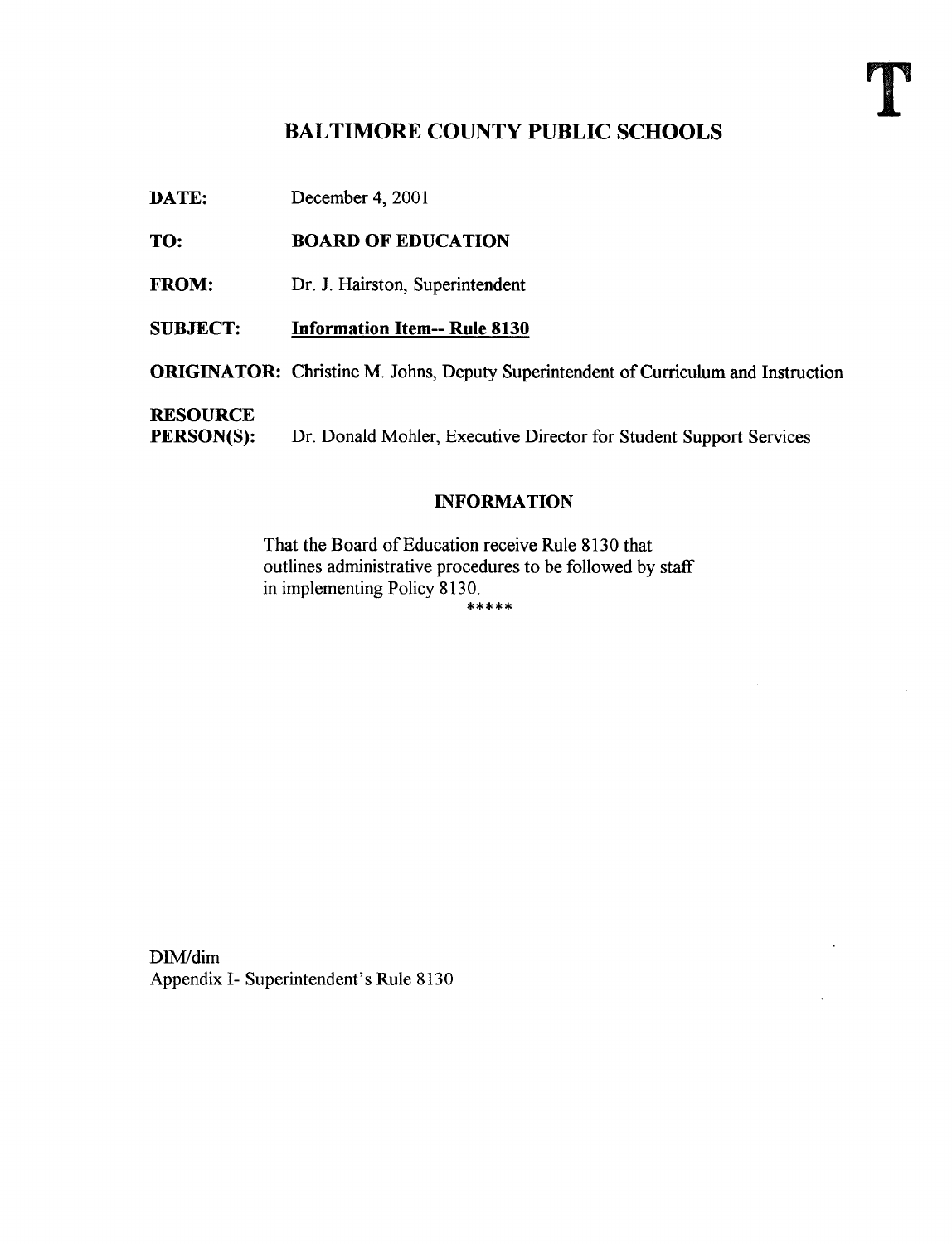T

# BALTIMORE COUNTY PUBLIC SCHOOLS

**DATE:** December 4, 2001

**TO:** **BOARD OF EDUCATION**

**FROM:** Dr. J. Hairston, Superintendent

**SUBJECT:** **Information Item-- Rule 8130**

**ORIGINATOR:** Christine M. Johns, Deputy Superintendent of Curriculum and Instruction

**RESOURCE PERSON(S):** Dr. Donald Mohler, Executive Director for Student Support Services

## INFORMATION

That the Board of Education receive Rule 8130 that outlines administrative procedures to be followed by staff in implementing Policy 8130.

*****

DIM/dim

Appendix I- Superintendent's Rule 8130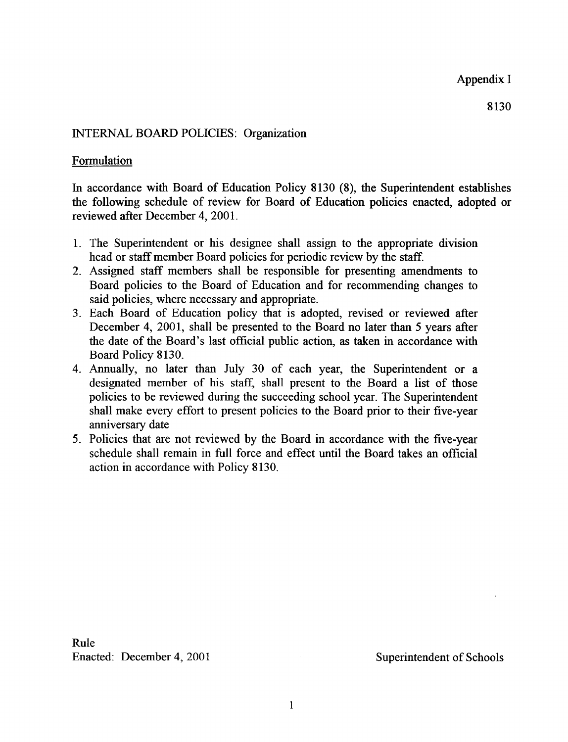Appendix I

8130

INTERNAL BOARD POLICIES: Organization

## Formulation

In accordance with Board of Education Policy 8130 (8), the Superintendent establishes the following schedule of review for Board of Education policies enacted, adopted or reviewed after December 4, 2001.

1. The Superintendent or his designee shall assign to the appropriate division head or staff member Board policies for periodic review by the staff.
2. Assigned staff members shall be responsible for presenting amendments to Board policies to the Board of Education and for recommending changes to said policies, where necessary and appropriate.
3. Each Board of Education policy that is adopted, revised or reviewed after December 4, 2001, shall be presented to the Board no later than 5 years after the date of the Board's last official public action, as taken in accordance with Board Policy 8130.
4. Annually, no later than July 30 of each year, the Superintendent or a designated member of his staff, shall present to the Board a list of those policies to be reviewed during the succeeding school year. The Superintendent shall make every effort to present policies to the Board prior to their five-year anniversary date
5. Policies that are not reviewed by the Board in accordance with the five-year schedule shall remain in full force and effect until the Board takes an official action in accordance with Policy 8130.

Rule
Enacted: December 4, 2001

Superintendent of Schools